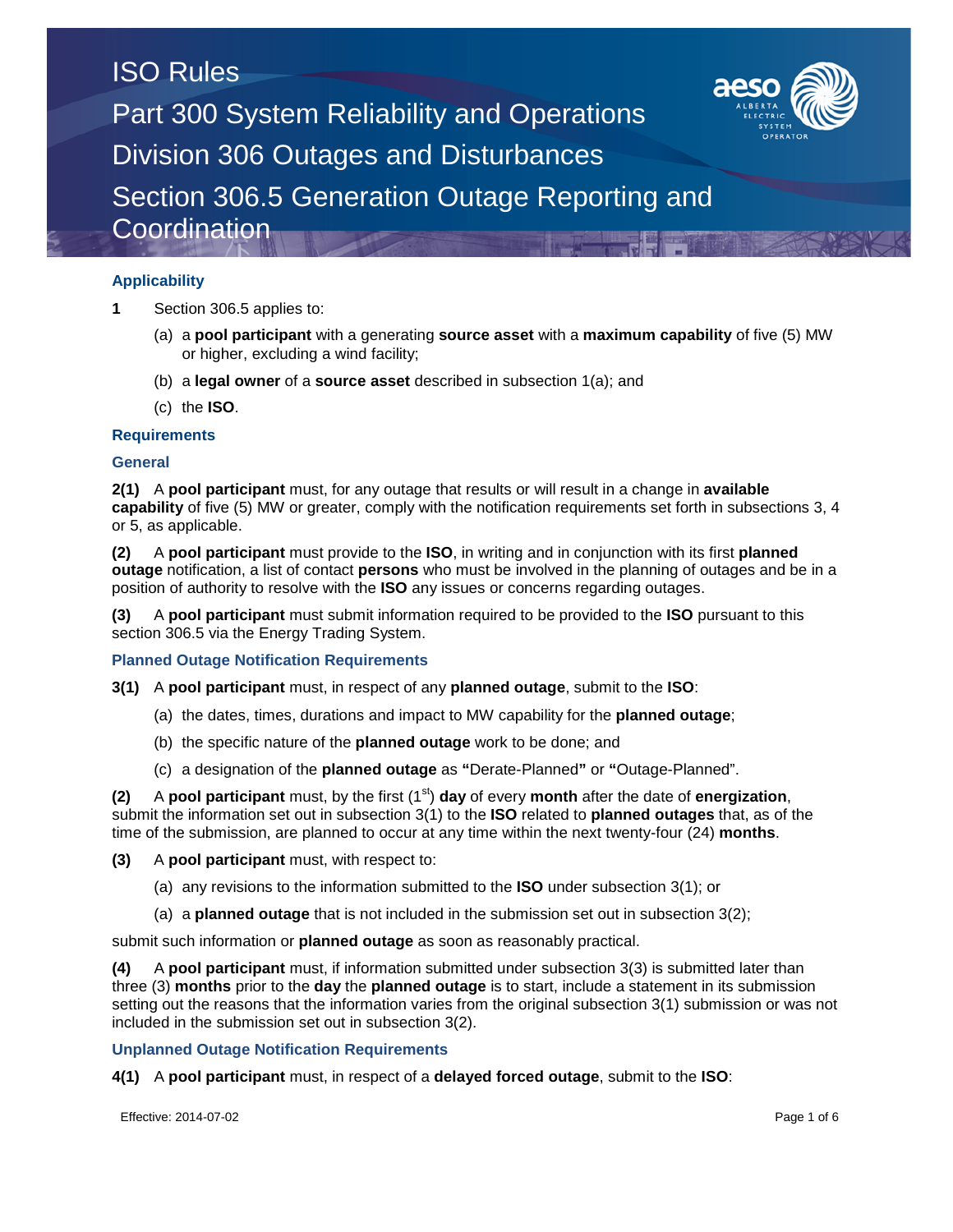# ISO Rules

## Part 300 System Reliability and Operations

## Division 306 Outages and Disturbances

## Section 306.5 Generation Outage Reporting and Coordination

### Applicability

**1** Section 306.5 applies to:

(a) a **pool participant** with a generating **source asset** with a **maximum capability** of five (5) MW or higher, excluding a wind facility;

(b) a **legal owner** of a **source asset** described in subsection 1(a); and

(c) the **ISO**.

### Requirements

#### General

**2(1)** A **pool participant** must, for any outage that results or will result in a change in **available capability** of five (5) MW or greater, comply with the notification requirements set forth in subsections 3, 4 or 5, as applicable.

**(2)** A **pool participant** must provide to the **ISO**, in writing and in conjunction with its first **planned outage** notification, a list of contact **persons** who must be involved in the planning of outages and be in a position of authority to resolve with the **ISO** any issues or concerns regarding outages.

**(3)** A **pool participant** must submit information required to be provided to the **ISO** pursuant to this section 306.5 via the Energy Trading System.

#### Planned Outage Notification Requirements

**3(1)** A **pool participant** must, in respect of any **planned outage**, submit to the **ISO**:

(a) the dates, times, durations and impact to MW capability for the **planned outage**;

(b) the specific nature of the **planned outage** work to be done; and

(c) a designation of the **planned outage** as **"**Derate-Planned**"** or **"**Outage-Planned".

**(2)** A **pool participant** must, by the first (1st) **day** of every **month** after the date of **energization**, submit the information set out in subsection 3(1) to the **ISO** related to **planned outages** that, as of the time of the submission, are planned to occur at any time within the next twenty-four (24) **months**.

**(3)** A **pool participant** must, with respect to:

(a) any revisions to the information submitted to the **ISO** under subsection 3(1); or

(a) a **planned outage** that is not included in the submission set out in subsection 3(2);

submit such information or **planned outage** as soon as reasonably practical.

**(4)** A **pool participant** must, if information submitted under subsection 3(3) is submitted later than three (3) **months** prior to the **day** the **planned outage** is to start, include a statement in its submission setting out the reasons that the information varies from the original subsection 3(1) submission or was not included in the submission set out in subsection 3(2).

#### Unplanned Outage Notification Requirements

**4(1)** A **pool participant** must, in respect of a **delayed forced outage**, submit to the **ISO**: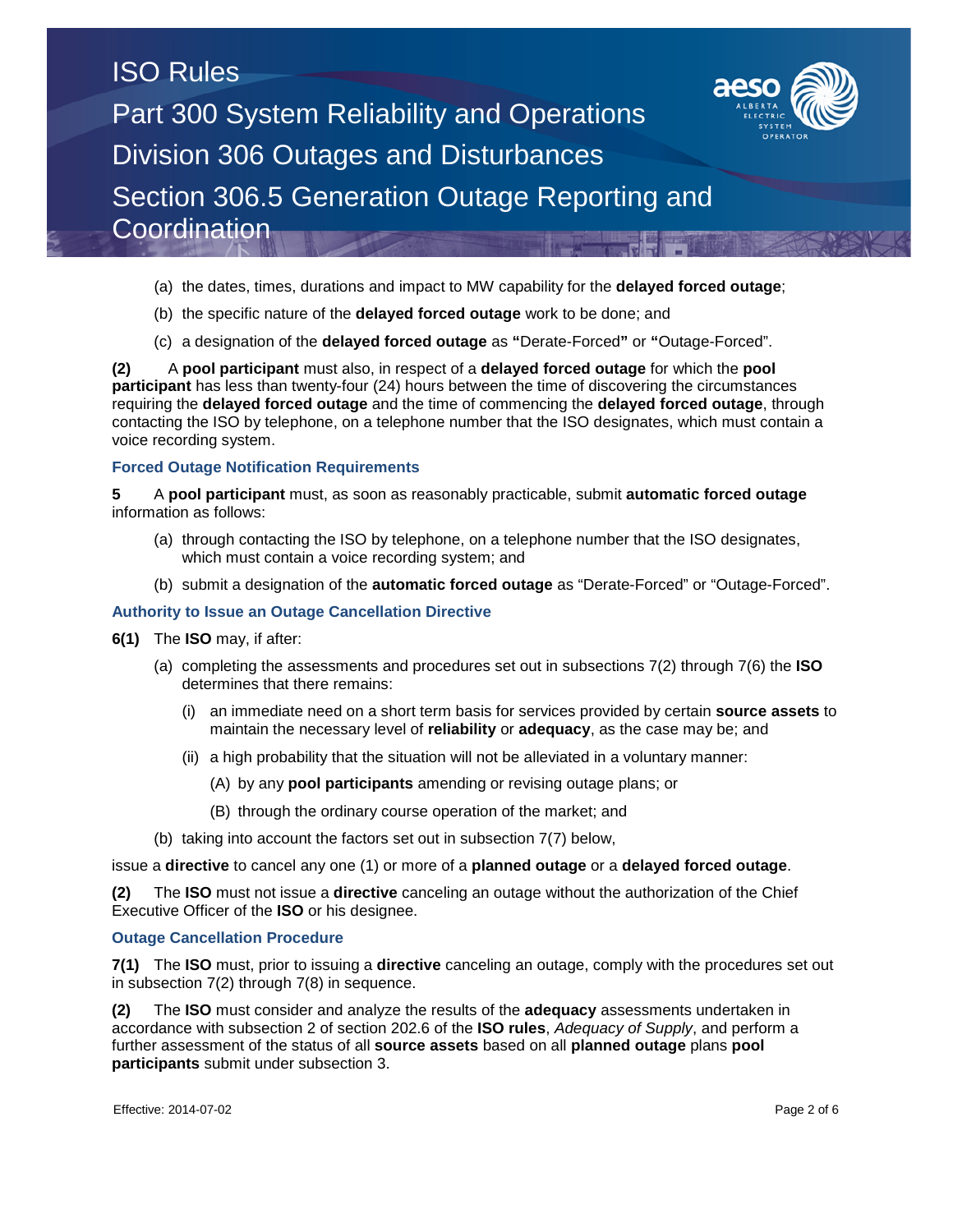(a) the dates, times, durations and impact to MW capability for the **delayed forced outage**;

(b) the specific nature of the **delayed forced outage** work to be done; and

(c) a designation of the **delayed forced outage** as **"**Derate-Forced**"** or **"**Outage-Forced".

**(2)** A **pool participant** must also, in respect of a **delayed forced outage** for which the **pool participant** has less than twenty-four (24) hours between the time of discovering the circumstances requiring the **delayed forced outage** and the time of commencing the **delayed forced outage**, through contacting the ISO by telephone, on a telephone number that the ISO designates, which must contain a voice recording system.

### Forced Outage Notification Requirements

**5** A **pool participant** must, as soon as reasonably practicable, submit **automatic forced outage** information as follows:

(a) through contacting the ISO by telephone, on a telephone number that the ISO designates, which must contain a voice recording system; and

(b) submit a designation of the **automatic forced outage** as "Derate-Forced" or "Outage-Forced".

### Authority to Issue an Outage Cancellation Directive

**6(1)** The **ISO** may, if after:

(a) completing the assessments and procedures set out in subsections 7(2) through 7(6) the **ISO** determines that there remains:

(i) an immediate need on a short term basis for services provided by certain **source assets** to maintain the necessary level of **reliability** or **adequacy**, as the case may be; and

(ii) a high probability that the situation will not be alleviated in a voluntary manner:

(A) by any **pool participants** amending or revising outage plans; or

(B) through the ordinary course operation of the market; and

(b) taking into account the factors set out in subsection 7(7) below,

issue a **directive** to cancel any one (1) or more of a **planned outage** or a **delayed forced outage**.

**(2)** The **ISO** must not issue a **directive** canceling an outage without the authorization of the Chief Executive Officer of the **ISO** or his designee.

### Outage Cancellation Procedure

**7(1)** The **ISO** must, prior to issuing a **directive** canceling an outage, comply with the procedures set out in subsection 7(2) through 7(8) in sequence.

**(2)** The **ISO** must consider and analyze the results of the **adequacy** assessments undertaken in accordance with subsection 2 of section 202.6 of the **ISO rules**, *Adequacy of Supply*, and perform a further assessment of the status of all **source assets** based on all **planned outage** plans **pool participants** submit under subsection 3.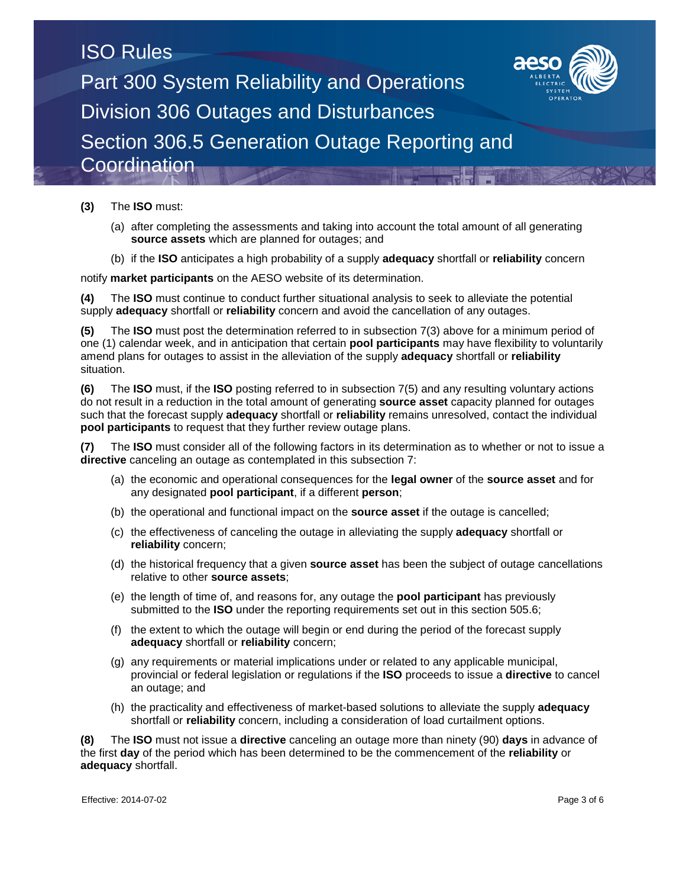**(3)** The **ISO** must:

(a) after completing the assessments and taking into account the total amount of all generating **source assets** which are planned for outages; and

(b) if the **ISO** anticipates a high probability of a supply **adequacy** shortfall or **reliability** concern

notify **market participants** on the AESO website of its determination.

**(4)** The **ISO** must continue to conduct further situational analysis to seek to alleviate the potential supply **adequacy** shortfall or **reliability** concern and avoid the cancellation of any outages.

**(5)** The **ISO** must post the determination referred to in subsection 7(3) above for a minimum period of one (1) calendar week, and in anticipation that certain **pool participants** may have flexibility to voluntarily amend plans for outages to assist in the alleviation of the supply **adequacy** shortfall or **reliability** situation.

**(6)** The **ISO** must, if the **ISO** posting referred to in subsection 7(5) and any resulting voluntary actions do not result in a reduction in the total amount of generating **source asset** capacity planned for outages such that the forecast supply **adequacy** shortfall or **reliability** remains unresolved, contact the individual **pool participants** to request that they further review outage plans.

**(7)** The **ISO** must consider all of the following factors in its determination as to whether or not to issue a **directive** canceling an outage as contemplated in this subsection 7:

(a) the economic and operational consequences for the **legal owner** of the **source asset** and for any designated **pool participant**, if a different **person**;

(b) the operational and functional impact on the **source asset** if the outage is cancelled;

(c) the effectiveness of canceling the outage in alleviating the supply **adequacy** shortfall or **reliability** concern;

(d) the historical frequency that a given **source asset** has been the subject of outage cancellations relative to other **source assets**;

(e) the length of time of, and reasons for, any outage the **pool participant** has previously submitted to the **ISO** under the reporting requirements set out in this section 505.6;

(f) the extent to which the outage will begin or end during the period of the forecast supply **adequacy** shortfall or **reliability** concern;

(g) any requirements or material implications under or related to any applicable municipal, provincial or federal legislation or regulations if the **ISO** proceeds to issue a **directive** to cancel an outage; and

(h) the practicality and effectiveness of market-based solutions to alleviate the supply **adequacy** shortfall or **reliability** concern, including a consideration of load curtailment options.

**(8)** The **ISO** must not issue a **directive** canceling an outage more than ninety (90) **days** in advance of the first **day** of the period which has been determined to be the commencement of the **reliability** or **adequacy** shortfall.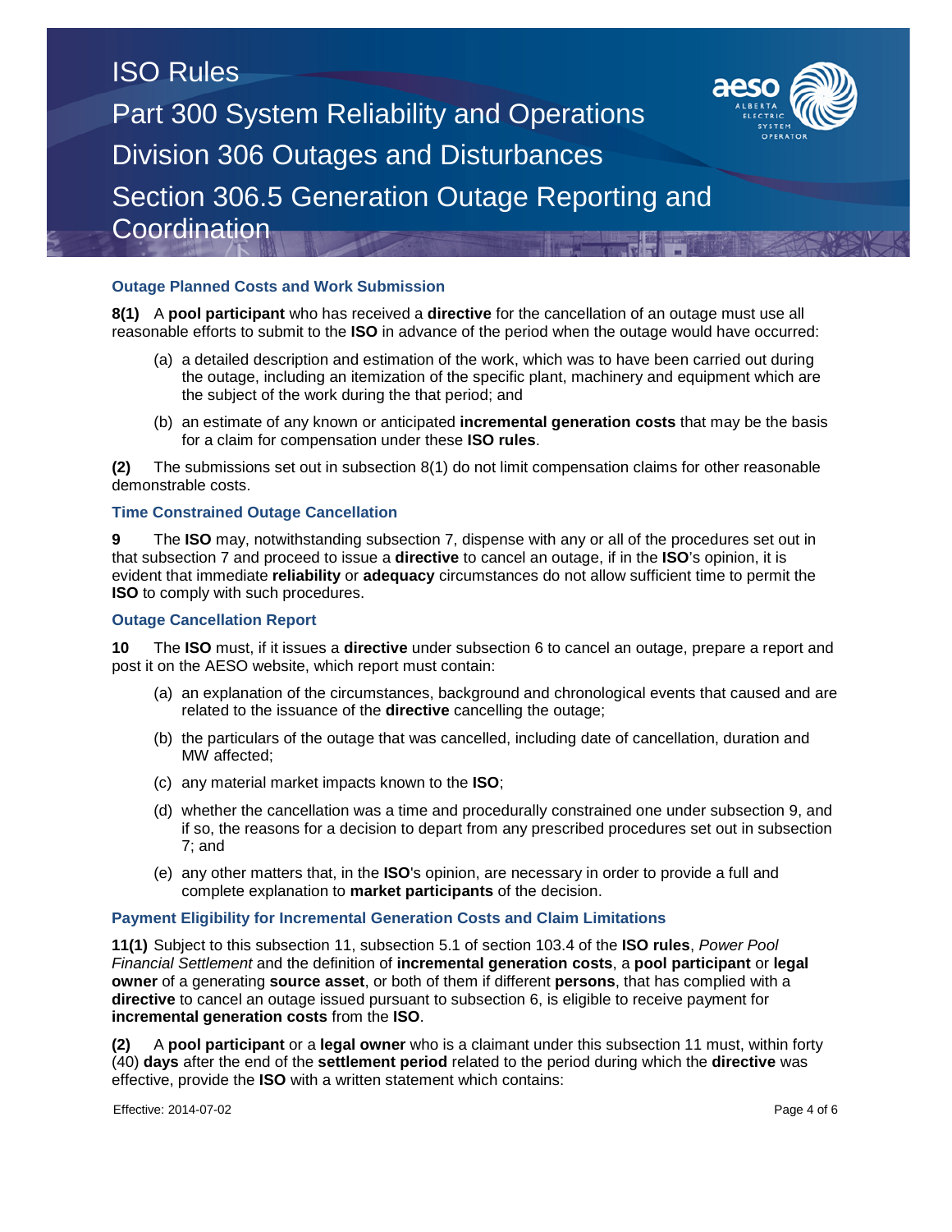### Outage Planned Costs and Work Submission

**8(1)** A **pool participant** who has received a **directive** for the cancellation of an outage must use all reasonable efforts to submit to the **ISO** in advance of the period when the outage would have occurred:

(a) a detailed description and estimation of the work, which was to have been carried out during the outage, including an itemization of the specific plant, machinery and equipment which are the subject of the work during the that period; and

(b) an estimate of any known or anticipated **incremental generation costs** that may be the basis for a claim for compensation under these **ISO rules**.

**(2)** The submissions set out in subsection 8(1) do not limit compensation claims for other reasonable demonstrable costs.

### Time Constrained Outage Cancellation

**9** The **ISO** may, notwithstanding subsection 7, dispense with any or all of the procedures set out in that subsection 7 and proceed to issue a **directive** to cancel an outage, if in the **ISO**'s opinion, it is evident that immediate **reliability** or **adequacy** circumstances do not allow sufficient time to permit the **ISO** to comply with such procedures.

### Outage Cancellation Report

**10** The **ISO** must, if it issues a **directive** under subsection 6 to cancel an outage, prepare a report and post it on the AESO website, which report must contain:

(a) an explanation of the circumstances, background and chronological events that caused and are related to the issuance of the **directive** cancelling the outage;

(b) the particulars of the outage that was cancelled, including date of cancellation, duration and MW affected;

(c) any material market impacts known to the **ISO**;

(d) whether the cancellation was a time and procedurally constrained one under subsection 9, and if so, the reasons for a decision to depart from any prescribed procedures set out in subsection 7; and

(e) any other matters that, in the **ISO**'s opinion, are necessary in order to provide a full and complete explanation to **market participants** of the decision.

### Payment Eligibility for Incremental Generation Costs and Claim Limitations

**11(1)** Subject to this subsection 11, subsection 5.1 of section 103.4 of the **ISO rules**, *Power Pool Financial Settlement* and the definition of **incremental generation costs**, a **pool participant** or **legal owner** of a generating **source asset**, or both of them if different **persons**, that has complied with a **directive** to cancel an outage issued pursuant to subsection 6, is eligible to receive payment for **incremental generation costs** from the **ISO**.

**(2)** A **pool participant** or a **legal owner** who is a claimant under this subsection 11 must, within forty (40) **days** after the end of the **settlement period** related to the period during which the **directive** was effective, provide the **ISO** with a written statement which contains: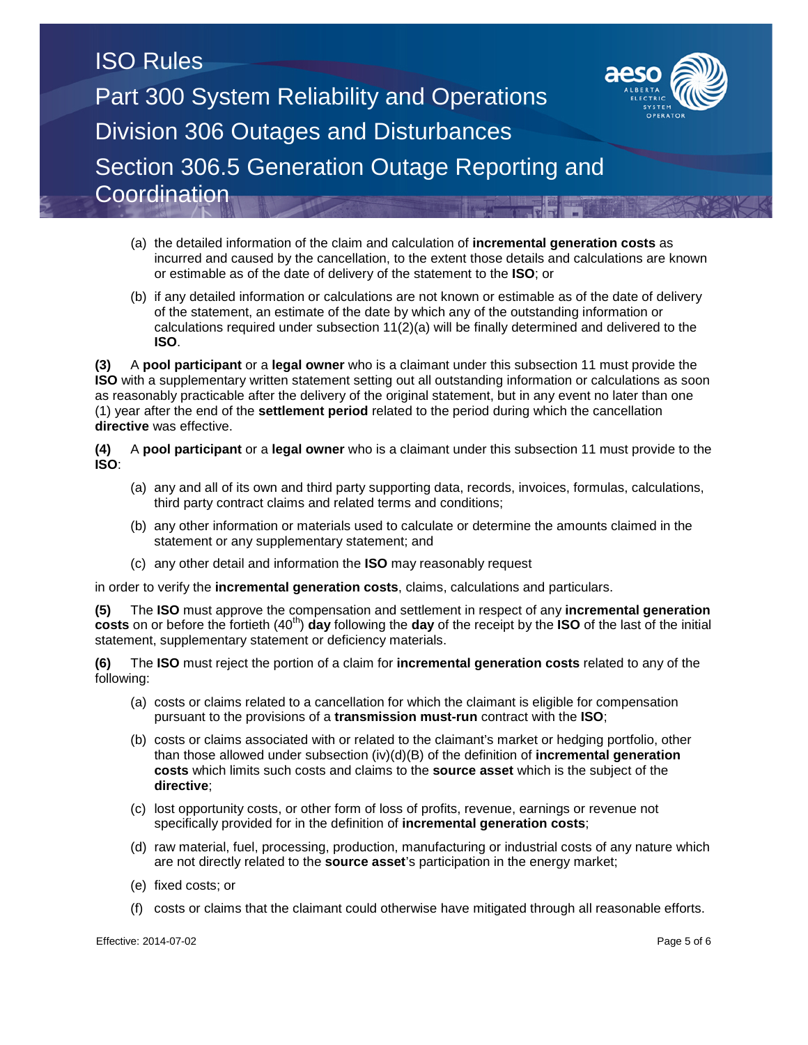(a) the detailed information of the claim and calculation of **incremental generation costs** as incurred and caused by the cancellation, to the extent those details and calculations are known or estimable as of the date of delivery of the statement to the **ISO**; or

(b) if any detailed information or calculations are not known or estimable as of the date of delivery of the statement, an estimate of the date by which any of the outstanding information or calculations required under subsection 11(2)(a) will be finally determined and delivered to the **ISO**.

**(3)** A **pool participant** or a **legal owner** who is a claimant under this subsection 11 must provide the **ISO** with a supplementary written statement setting out all outstanding information or calculations as soon as reasonably practicable after the delivery of the original statement, but in any event no later than one (1) year after the end of the **settlement period** related to the period during which the cancellation **directive** was effective.

**(4)** A **pool participant** or a **legal owner** who is a claimant under this subsection 11 must provide to the **ISO**:

(a) any and all of its own and third party supporting data, records, invoices, formulas, calculations, third party contract claims and related terms and conditions;

(b) any other information or materials used to calculate or determine the amounts claimed in the statement or any supplementary statement; and

(c) any other detail and information the **ISO** may reasonably request

in order to verify the **incremental generation costs**, claims, calculations and particulars.

**(5)** The **ISO** must approve the compensation and settlement in respect of any **incremental generation costs** on or before the fortieth (40th) **day** following the **day** of the receipt by the **ISO** of the last of the initial statement, supplementary statement or deficiency materials.

**(6)** The **ISO** must reject the portion of a claim for **incremental generation costs** related to any of the following:

(a) costs or claims related to a cancellation for which the claimant is eligible for compensation pursuant to the provisions of a **transmission must-run** contract with the **ISO**;

(b) costs or claims associated with or related to the claimant's market or hedging portfolio, other than those allowed under subsection (iv)(d)(B) of the definition of **incremental generation costs** which limits such costs and claims to the **source asset** which is the subject of the **directive**;

(c) lost opportunity costs, or other form of loss of profits, revenue, earnings or revenue not specifically provided for in the definition of **incremental generation costs**;

(d) raw material, fuel, processing, production, manufacturing or industrial costs of any nature which are not directly related to the **source asset**'s participation in the energy market;

(e) fixed costs; or

(f) costs or claims that the claimant could otherwise have mitigated through all reasonable efforts.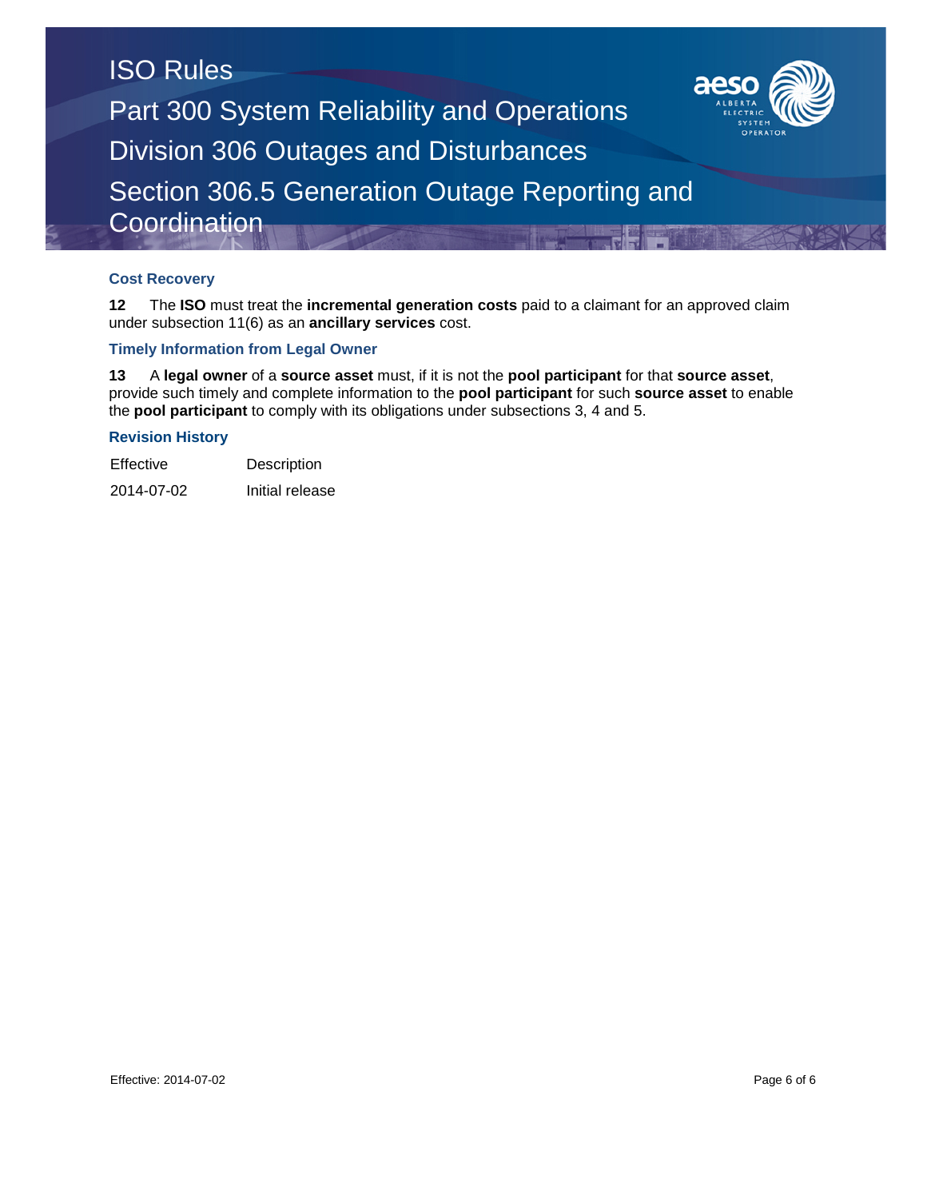### Cost Recovery

**12** The **ISO** must treat the **incremental generation costs** paid to a claimant for an approved claim under subsection 11(6) as an **ancillary services** cost.

### Timely Information from Legal Owner

**13** A **legal owner** of a **source asset** must, if it is not the **pool participant** for that **source asset**, provide such timely and complete information to the **pool participant** for such **source asset** to enable the **pool participant** to comply with its obligations under subsections 3, 4 and 5.

### Revision History

| Effective | Description |
| --- | --- |
| 2014-07-02 | Initial release |